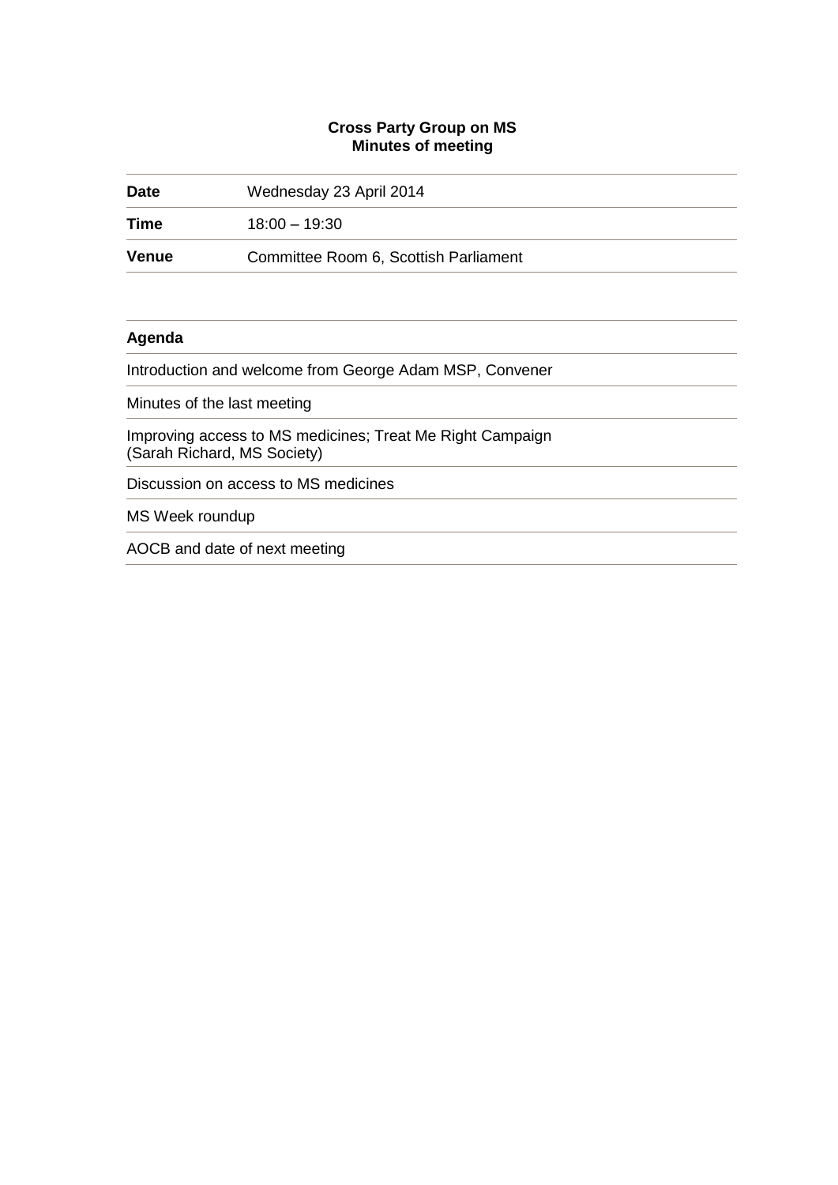**Cross Party Group on MS**
**Minutes of meeting**

| | |
|---|---|
| **Date** | Wednesday 23 April 2014 |
| **Time** | 18:00 – 19:30 |
| **Venue** | Committee Room 6, Scottish Parliament |

| **Agenda** |
|---|
| Introduction and welcome from George Adam MSP, Convener |
| Minutes of the last meeting |
| Improving access to MS medicines; Treat Me Right Campaign (Sarah Richard, MS Society) |
| Discussion on access to MS medicines |
| MS Week roundup |
| AOCB and date of next meeting |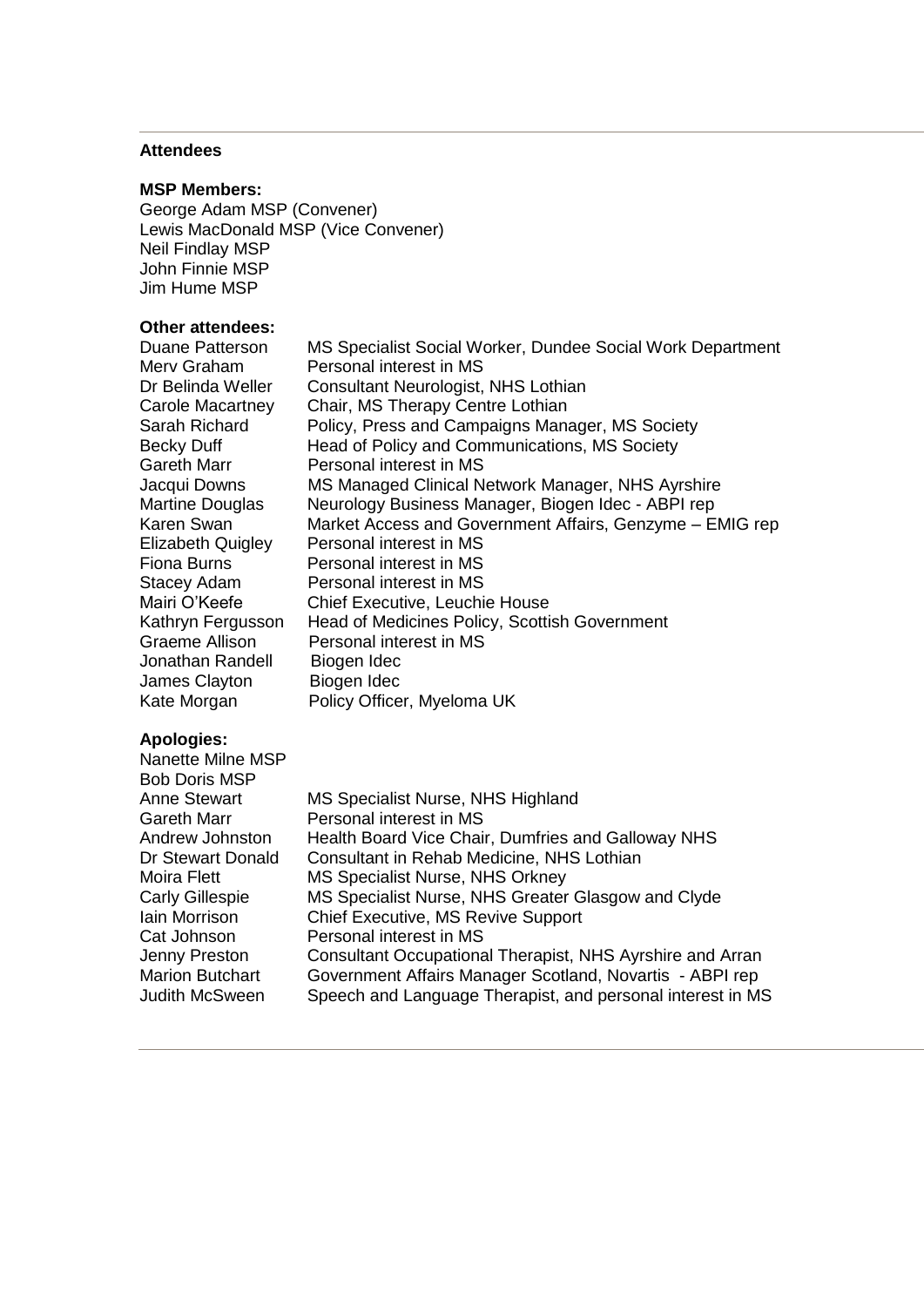**Attendees**

**MSP Members:**

George Adam MSP (Convener)
Lewis MacDonald MSP (Vice Convener)
Neil Findlay MSP
John Finnie MSP
Jim Hume MSP

**Other attendees:**

| | |
|---|---|
| Duane Patterson | MS Specialist Social Worker, Dundee Social Work Department |
| Merv Graham | Personal interest in MS |
| Dr Belinda Weller | Consultant Neurologist, NHS Lothian |
| Carole Macartney | Chair, MS Therapy Centre Lothian |
| Sarah Richard | Policy, Press and Campaigns Manager, MS Society |
| Becky Duff | Head of Policy and Communications, MS Society |
| Gareth Marr | Personal interest in MS |
| Jacqui Downs | MS Managed Clinical Network Manager, NHS Ayrshire |
| Martine Douglas | Neurology Business Manager, Biogen Idec - ABPI rep |
| Karen Swan | Market Access and Government Affairs, Genzyme – EMIG rep |
| Elizabeth Quigley | Personal interest in MS |
| Fiona Burns | Personal interest in MS |
| Stacey Adam | Personal interest in MS |
| Mairi O'Keefe | Chief Executive, Leuchie House |
| Kathryn Fergusson | Head of Medicines Policy, Scottish Government |
| Graeme Allison | Personal interest in MS |
| Jonathan Randell | Biogen Idec |
| James Clayton | Biogen Idec |
| Kate Morgan | Policy Officer, Myeloma UK |

**Apologies:**

Nanette Milne MSP
Bob Doris MSP

| | |
|---|---|
| Anne Stewart | MS Specialist Nurse, NHS Highland |
| Gareth Marr | Personal interest in MS |
| Andrew Johnston | Health Board Vice Chair, Dumfries and Galloway NHS |
| Dr Stewart Donald | Consultant in Rehab Medicine, NHS Lothian |
| Moira Flett | MS Specialist Nurse, NHS Orkney |
| Carly Gillespie | MS Specialist Nurse, NHS Greater Glasgow and Clyde |
| Iain Morrison | Chief Executive, MS Revive Support |
| Cat Johnson | Personal interest in MS |
| Jenny Preston | Consultant Occupational Therapist, NHS Ayrshire and Arran |
| Marion Butchart | Government Affairs Manager Scotland, Novartis - ABPI rep |
| Judith McSween | Speech and Language Therapist, and personal interest in MS |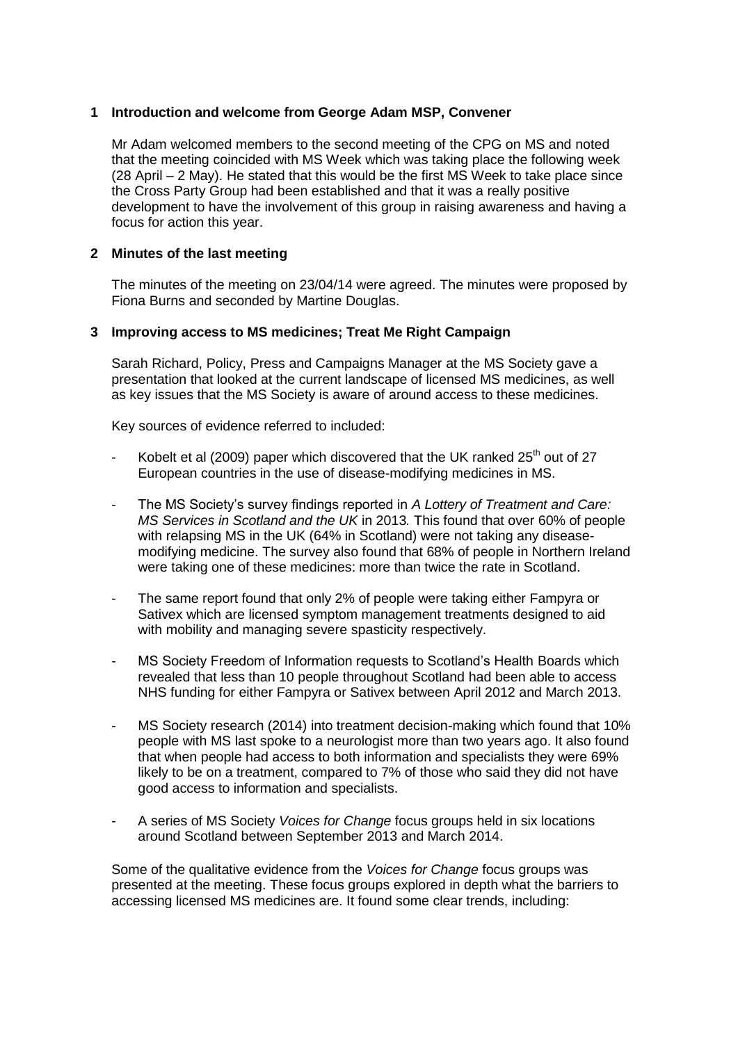## 1 Introduction and welcome from George Adam MSP, Convener

Mr Adam welcomed members to the second meeting of the CPG on MS and noted that the meeting coincided with MS Week which was taking place the following week (28 April – 2 May). He stated that this would be the first MS Week to take place since the Cross Party Group had been established and that it was a really positive development to have the involvement of this group in raising awareness and having a focus for action this year.

## 2 Minutes of the last meeting

The minutes of the meeting on 23/04/14 were agreed. The minutes were proposed by Fiona Burns and seconded by Martine Douglas.

## 3 Improving access to MS medicines; Treat Me Right Campaign

Sarah Richard, Policy, Press and Campaigns Manager at the MS Society gave a presentation that looked at the current landscape of licensed MS medicines, as well as key issues that the MS Society is aware of around access to these medicines.

Key sources of evidence referred to included:

- Kobelt et al (2009) paper which discovered that the UK ranked 25th out of 27 European countries in the use of disease-modifying medicines in MS.
- The MS Society's survey findings reported in *A Lottery of Treatment and Care: MS Services in Scotland and the UK* in 2013*.* This found that over 60% of people with relapsing MS in the UK (64% in Scotland) were not taking any disease-modifying medicine. The survey also found that 68% of people in Northern Ireland were taking one of these medicines: more than twice the rate in Scotland.
- The same report found that only 2% of people were taking either Fampyra or Sativex which are licensed symptom management treatments designed to aid with mobility and managing severe spasticity respectively.
- MS Society Freedom of Information requests to Scotland's Health Boards which revealed that less than 10 people throughout Scotland had been able to access NHS funding for either Fampyra or Sativex between April 2012 and March 2013.
- MS Society research (2014) into treatment decision-making which found that 10% people with MS last spoke to a neurologist more than two years ago. It also found that when people had access to both information and specialists they were 69% likely to be on a treatment, compared to 7% of those who said they did not have good access to information and specialists.
- A series of MS Society *Voices for Change* focus groups held in six locations around Scotland between September 2013 and March 2014.

Some of the qualitative evidence from the *Voices for Change* focus groups was presented at the meeting. These focus groups explored in depth what the barriers to accessing licensed MS medicines are. It found some clear trends, including: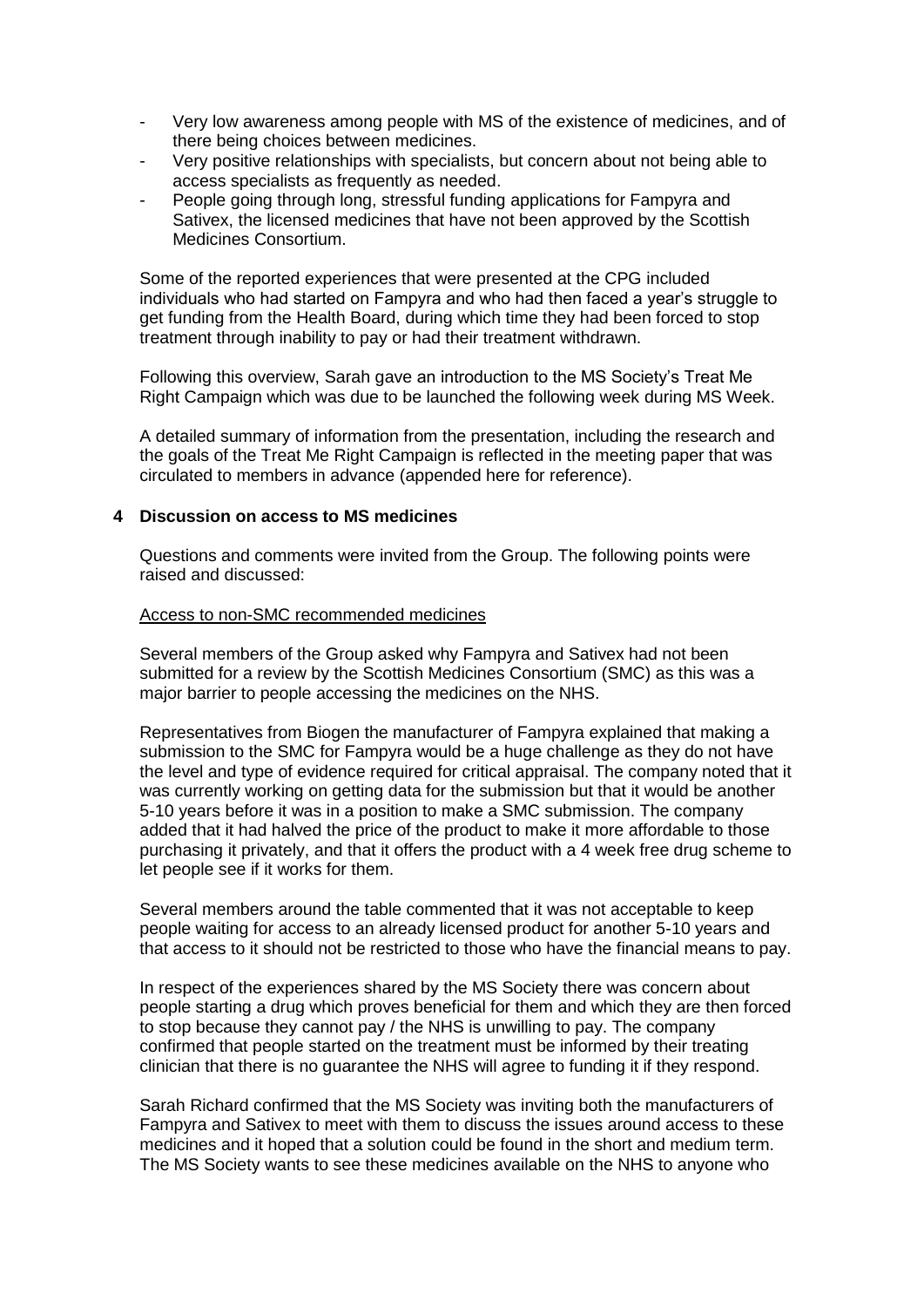- Very low awareness among people with MS of the existence of medicines, and of there being choices between medicines.
- Very positive relationships with specialists, but concern about not being able to access specialists as frequently as needed.
- People going through long, stressful funding applications for Fampyra and Sativex, the licensed medicines that have not been approved by the Scottish Medicines Consortium.

Some of the reported experiences that were presented at the CPG included individuals who had started on Fampyra and who had then faced a year's struggle to get funding from the Health Board, during which time they had been forced to stop treatment through inability to pay or had their treatment withdrawn.

Following this overview, Sarah gave an introduction to the MS Society's Treat Me Right Campaign which was due to be launched the following week during MS Week.

A detailed summary of information from the presentation, including the research and the goals of the Treat Me Right Campaign is reflected in the meeting paper that was circulated to members in advance (appended here for reference).

## 4 Discussion on access to MS medicines

Questions and comments were invited from the Group. The following points were raised and discussed:

<u>Access to non-SMC recommended medicines</u>

Several members of the Group asked why Fampyra and Sativex had not been submitted for a review by the Scottish Medicines Consortium (SMC) as this was a major barrier to people accessing the medicines on the NHS.

Representatives from Biogen the manufacturer of Fampyra explained that making a submission to the SMC for Fampyra would be a huge challenge as they do not have the level and type of evidence required for critical appraisal. The company noted that it was currently working on getting data for the submission but that it would be another 5-10 years before it was in a position to make a SMC submission. The company added that it had halved the price of the product to make it more affordable to those purchasing it privately, and that it offers the product with a 4 week free drug scheme to let people see if it works for them.

Several members around the table commented that it was not acceptable to keep people waiting for access to an already licensed product for another 5-10 years and that access to it should not be restricted to those who have the financial means to pay.

In respect of the experiences shared by the MS Society there was concern about people starting a drug which proves beneficial for them and which they are then forced to stop because they cannot pay / the NHS is unwilling to pay. The company confirmed that people started on the treatment must be informed by their treating clinician that there is no guarantee the NHS will agree to funding it if they respond.

Sarah Richard confirmed that the MS Society was inviting both the manufacturers of Fampyra and Sativex to meet with them to discuss the issues around access to these medicines and it hoped that a solution could be found in the short and medium term. The MS Society wants to see these medicines available on the NHS to anyone who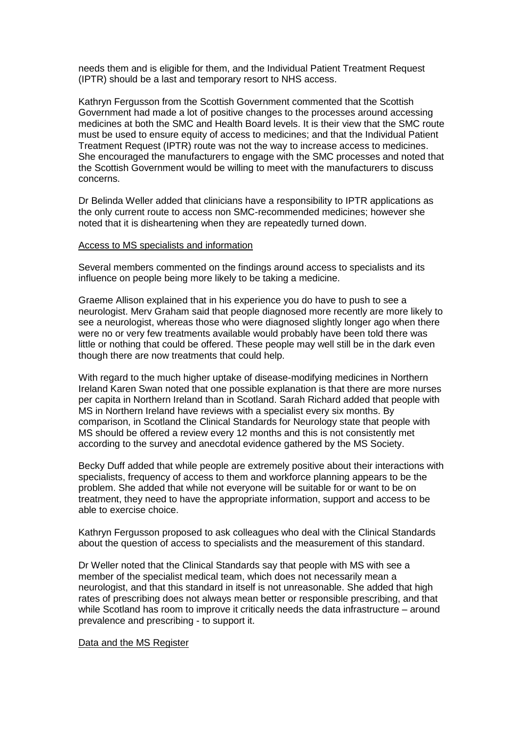needs them and is eligible for them, and the Individual Patient Treatment Request (IPTR) should be a last and temporary resort to NHS access.

Kathryn Fergusson from the Scottish Government commented that the Scottish Government had made a lot of positive changes to the processes around accessing medicines at both the SMC and Health Board levels. It is their view that the SMC route must be used to ensure equity of access to medicines; and that the Individual Patient Treatment Request (IPTR) route was not the way to increase access to medicines. She encouraged the manufacturers to engage with the SMC processes and noted that the Scottish Government would be willing to meet with the manufacturers to discuss concerns.

Dr Belinda Weller added that clinicians have a responsibility to IPTR applications as the only current route to access non SMC-recommended medicines; however she noted that it is disheartening when they are repeatedly turned down.

Access to MS specialists and information

Several members commented on the findings around access to specialists and its influence on people being more likely to be taking a medicine.

Graeme Allison explained that in his experience you do have to push to see a neurologist. Merv Graham said that people diagnosed more recently are more likely to see a neurologist, whereas those who were diagnosed slightly longer ago when there were no or very few treatments available would probably have been told there was little or nothing that could be offered. These people may well still be in the dark even though there are now treatments that could help.

With regard to the much higher uptake of disease-modifying medicines in Northern Ireland Karen Swan noted that one possible explanation is that there are more nurses per capita in Northern Ireland than in Scotland. Sarah Richard added that people with MS in Northern Ireland have reviews with a specialist every six months. By comparison, in Scotland the Clinical Standards for Neurology state that people with MS should be offered a review every 12 months and this is not consistently met according to the survey and anecdotal evidence gathered by the MS Society.

Becky Duff added that while people are extremely positive about their interactions with specialists, frequency of access to them and workforce planning appears to be the problem. She added that while not everyone will be suitable for or want to be on treatment, they need to have the appropriate information, support and access to be able to exercise choice.

Kathryn Fergusson proposed to ask colleagues who deal with the Clinical Standards about the question of access to specialists and the measurement of this standard.

Dr Weller noted that the Clinical Standards say that people with MS with see a member of the specialist medical team, which does not necessarily mean a neurologist, and that this standard in itself is not unreasonable. She added that high rates of prescribing does not always mean better or responsible prescribing, and that while Scotland has room to improve it critically needs the data infrastructure – around prevalence and prescribing - to support it.

Data and the MS Register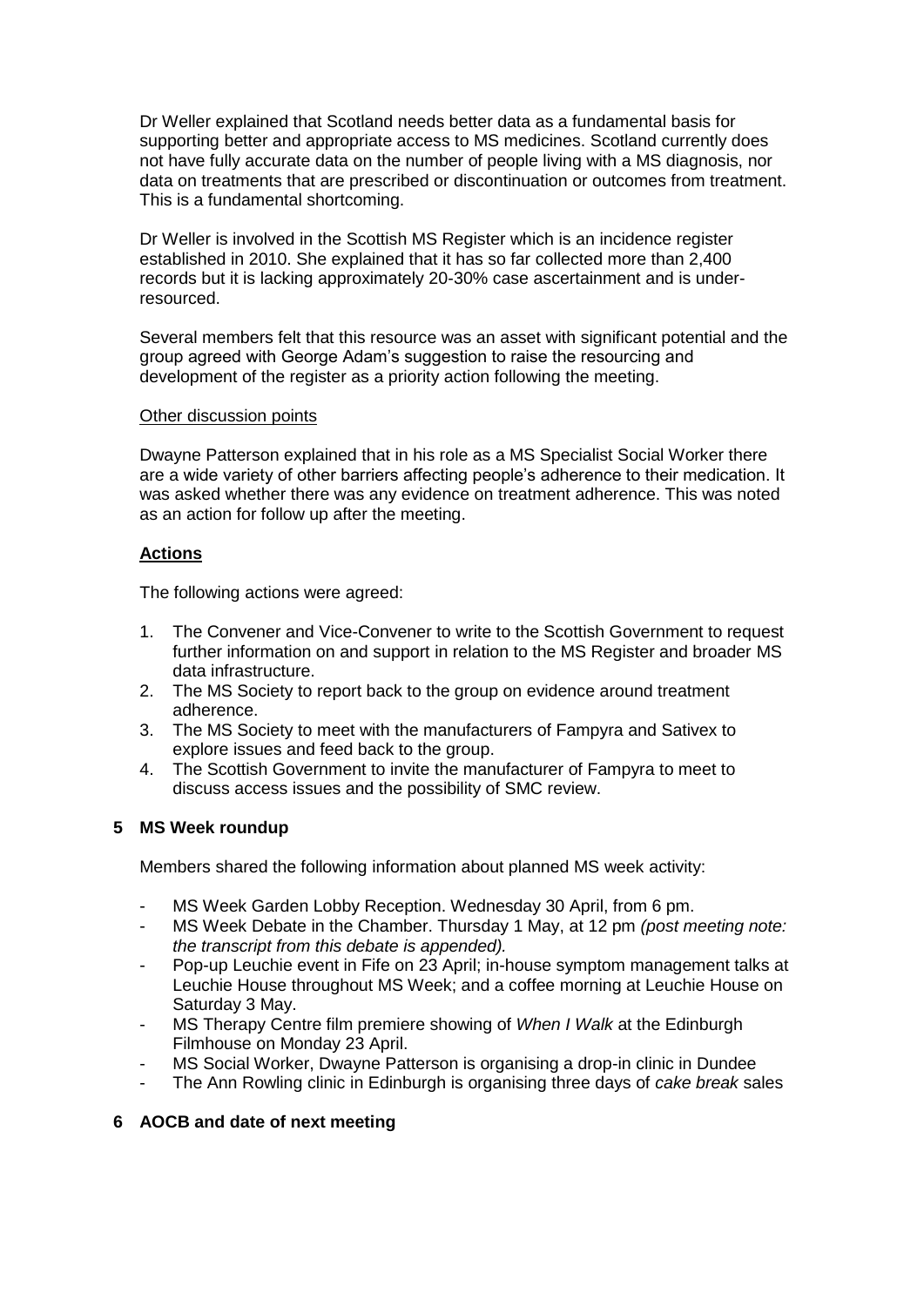Dr Weller explained that Scotland needs better data as a fundamental basis for supporting better and appropriate access to MS medicines. Scotland currently does not have fully accurate data on the number of people living with a MS diagnosis, nor data on treatments that are prescribed or discontinuation or outcomes from treatment. This is a fundamental shortcoming.

Dr Weller is involved in the Scottish MS Register which is an incidence register established in 2010. She explained that it has so far collected more than 2,400 records but it is lacking approximately 20-30% case ascertainment and is under-resourced.

Several members felt that this resource was an asset with significant potential and the group agreed with George Adam's suggestion to raise the resourcing and development of the register as a priority action following the meeting.

Other discussion points

Dwayne Patterson explained that in his role as a MS Specialist Social Worker there are a wide variety of other barriers affecting people's adherence to their medication. It was asked whether there was any evidence on treatment adherence. This was noted as an action for follow up after the meeting.

**Actions**

The following actions were agreed:

1. The Convener and Vice-Convener to write to the Scottish Government to request further information on and support in relation to the MS Register and broader MS data infrastructure.
2. The MS Society to report back to the group on evidence around treatment adherence.
3. The MS Society to meet with the manufacturers of Fampyra and Sativex to explore issues and feed back to the group.
4. The Scottish Government to invite the manufacturer of Fampyra to meet to discuss access issues and the possibility of SMC review.

## 5 MS Week roundup

Members shared the following information about planned MS week activity:

- MS Week Garden Lobby Reception. Wednesday 30 April, from 6 pm.
- MS Week Debate in the Chamber. Thursday 1 May, at 12 pm *(post meeting note: the transcript from this debate is appended).*
- Pop-up Leuchie event in Fife on 23 April; in-house symptom management talks at Leuchie House throughout MS Week; and a coffee morning at Leuchie House on Saturday 3 May.
- MS Therapy Centre film premiere showing of *When I Walk* at the Edinburgh Filmhouse on Monday 23 April.
- MS Social Worker, Dwayne Patterson is organising a drop-in clinic in Dundee
- The Ann Rowling clinic in Edinburgh is organising three days of *cake break* sales

## 6 AOCB and date of next meeting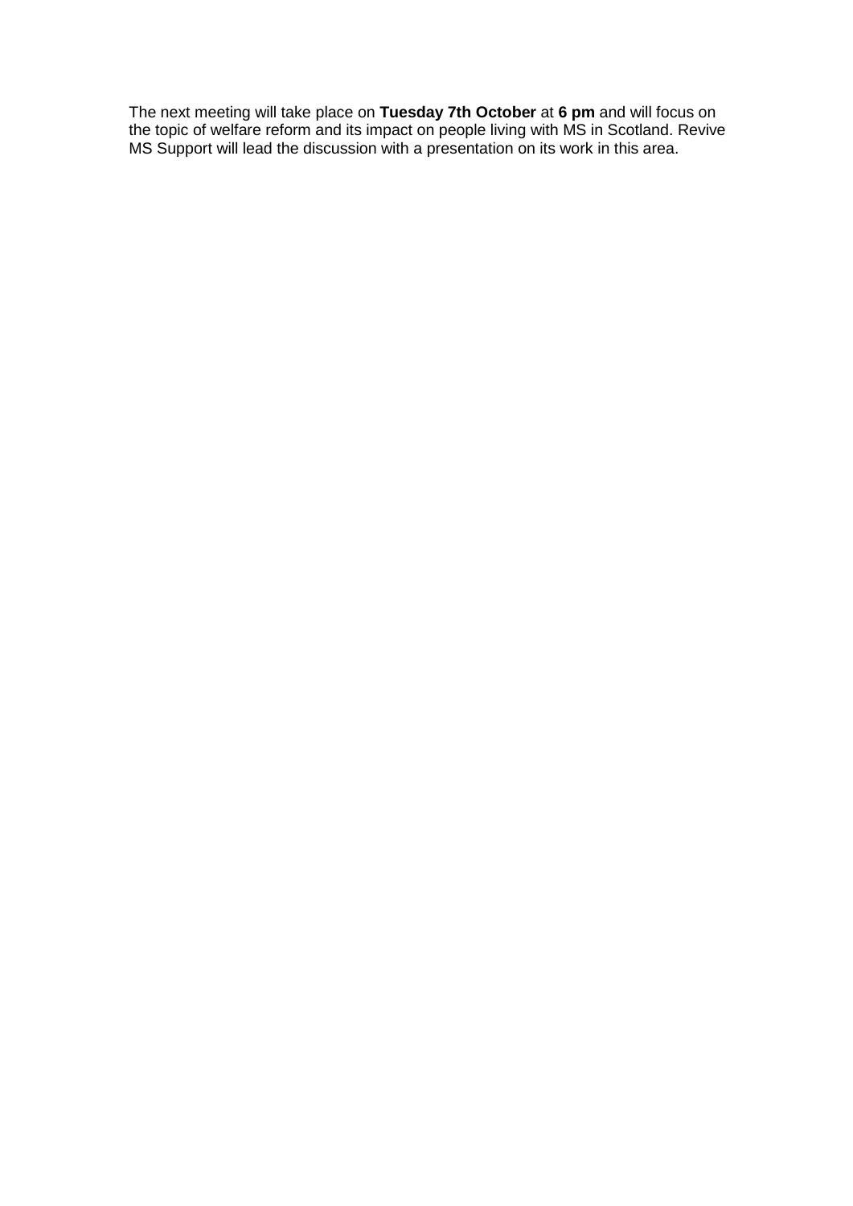The next meeting will take place on **Tuesday 7th October** at **6 pm** and will focus on the topic of welfare reform and its impact on people living with MS in Scotland. Revive MS Support will lead the discussion with a presentation on its work in this area.